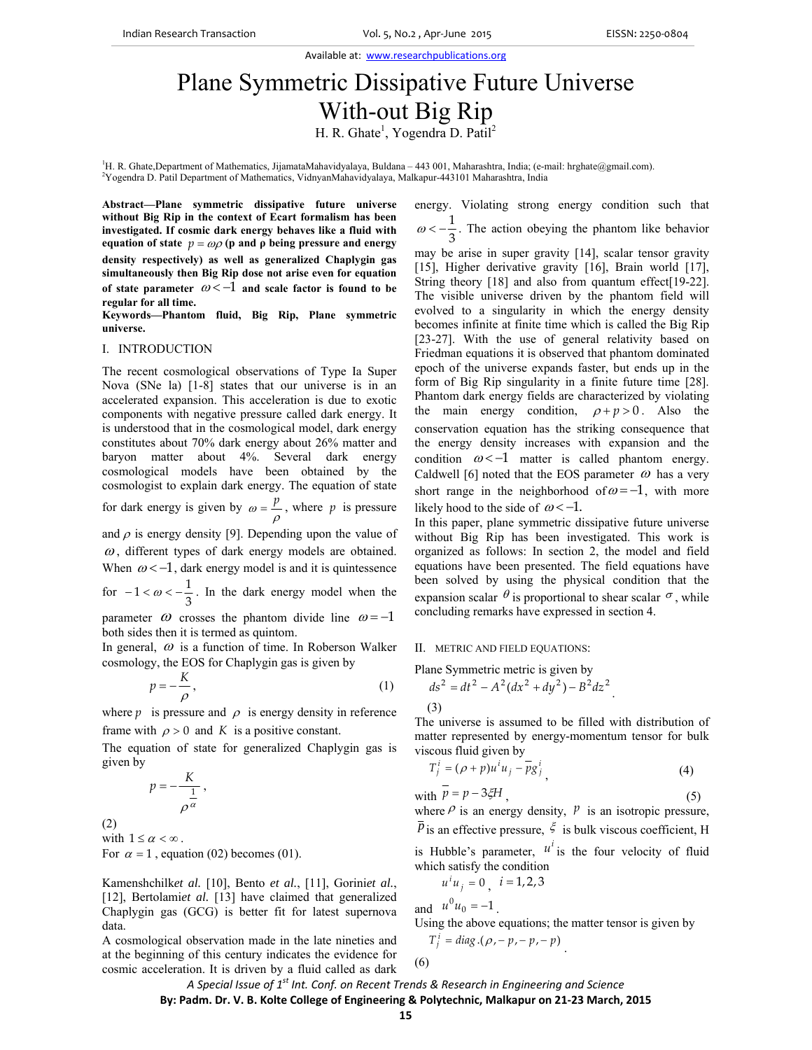Available at: www.researchpublications.org

# Plane Symmetric Dissipative Future Universe With-out Big Rip

H. R. Ghate[1], Yogendra D. Patil[2]

[1]H. R. Ghate,Department of Mathematics, JijamataMahavidyalaya, Buldana – 443 001, Maharashtra, India; (e-mail: hrghate@gmail.com).
[2]Yogendra D. Patil Department of Mathematics, VidnyanMahavidyalaya, Malkapur-443101 Maharashtra, India

**Abstract—Plane symmetric dissipative future universe without Big Rip in the context of Ecart formalism has been investigated. If cosmic dark energy behaves like a fluid with equation of state $p = \omega\rho$ (p and ρ being pressure and energy density respectively) as well as generalized Chaplygin gas simultaneously then Big Rip dose not arise even for equation of state parameter $\omega < -1$ and scale factor is found to be regular for all time.**

**Keywords—Phantom fluid, Big Rip, Plane symmetric universe.**

## I. INTRODUCTION

The recent cosmological observations of Type Ia Super Nova (SNe la) [1-8] states that our universe is in an accelerated expansion. This acceleration is due to exotic components with negative pressure called dark energy. It is understood that in the cosmological model, dark energy constitutes about 70% dark energy about 26% matter and baryon matter about 4%. Several dark energy cosmological models have been obtained by the cosmologist to explain dark energy. The equation of state for dark energy is given by $\omega = \frac{p}{\rho}$, where $p$ is pressure and $\rho$ is energy density [9]. Depending upon the value of $\omega$, different types of dark energy models are obtained. When $\omega < -1$, dark energy model is and it is quintessence for $-1 < \omega < -\frac{1}{3}$. In the dark energy model when the parameter $\omega$ crosses the phantom divide line $\omega = -1$ both sides then it is termed as quintom.

In general, $\omega$ is a function of time. In Roberson Walker cosmology, the EOS for Chaplygin gas is given by

$$p = -\frac{K}{\rho}, \tag{1}$$

where $p$ is pressure and $\rho$ is energy density in reference frame with $\rho > 0$ and $K$ is a positive constant.

The equation of state for generalized Chaplygin gas is given by

$$p = -\frac{K}{\rho^{\frac{1}{\alpha}}}, \tag{2}$$

with $1 \le \alpha < \infty$.

For $\alpha = 1$, equation (02) becomes (01).

Kamenshchilk*et al.* [10], Bento *et al.*, [11], Gorini*et al.*, [12], Bertolami*et al.* [13] have claimed that generalized Chaplygin gas (GCG) is better fit for latest supernova data.

A cosmological observation made in the late nineties and at the beginning of this century indicates the evidence for cosmic acceleration. It is driven by a fluid called as dark energy. Violating strong energy condition such that $\omega < -\frac{1}{3}$. The action obeying the phantom like behavior may be arise in super gravity [14], scalar tensor gravity [15], Higher derivative gravity [16], Brain world [17], String theory [18] and also from quantum effect[19-22]. The visible universe driven by the phantom field will evolved to a singularity in which the energy density becomes infinite at finite time which is called the Big Rip [23-27]. With the use of general relativity based on Friedman equations it is observed that phantom dominated epoch of the universe expands faster, but ends up in the form of Big Rip singularity in a finite future time [28]. Phantom dark energy fields are characterized by violating the main energy condition, $\rho + p > 0$. Also the conservation equation has the striking consequence that the energy density increases with expansion and the condition $\omega < -1$ matter is called phantom energy. Caldwell [6] noted that the EOS parameter $\omega$ has a very short range in the neighborhood of $\omega = -1$, with more likely hood to the side of $\omega < -1$.

In this paper, plane symmetric dissipative future universe without Big Rip has been investigated. This work is organized as follows: In section 2, the model and field equations have been presented. The field equations have been solved by using the physical condition that the expansion scalar $\theta$ is proportional to shear scalar $\sigma$, while concluding remarks have expressed in section 4.

## II. METRIC AND FIELD EQUATIONS:

Plane Symmetric metric is given by

$$ds^2 = dt^2 - A^2(dx^2 + dy^2) - B^2 dz^2. \tag{3}$$

The universe is assumed to be filled with distribution of matter represented by energy-momentum tensor for bulk viscous fluid given by

$$T_j^i = (\rho + p)u^i u_j - \bar{p} g_j^i, \tag{4}$$

with $\bar{p} = p - 3\xi H$, (5)

where $\rho$ is an energy density, $p$ is an isotropic pressure, $\bar{p}$ is an effective pressure, $\xi$ is bulk viscous coefficient, H is Hubble's parameter, $u^i$ is the four velocity of fluid which satisfy the condition

$u^i u_j = 0$, $i = 1, 2, 3$

and $u^0 u_0 = -1$.

Using the above equations; the matter tensor is given by

$$T_j^i = diag.(\rho, -p, -p, -p). \tag{6}$$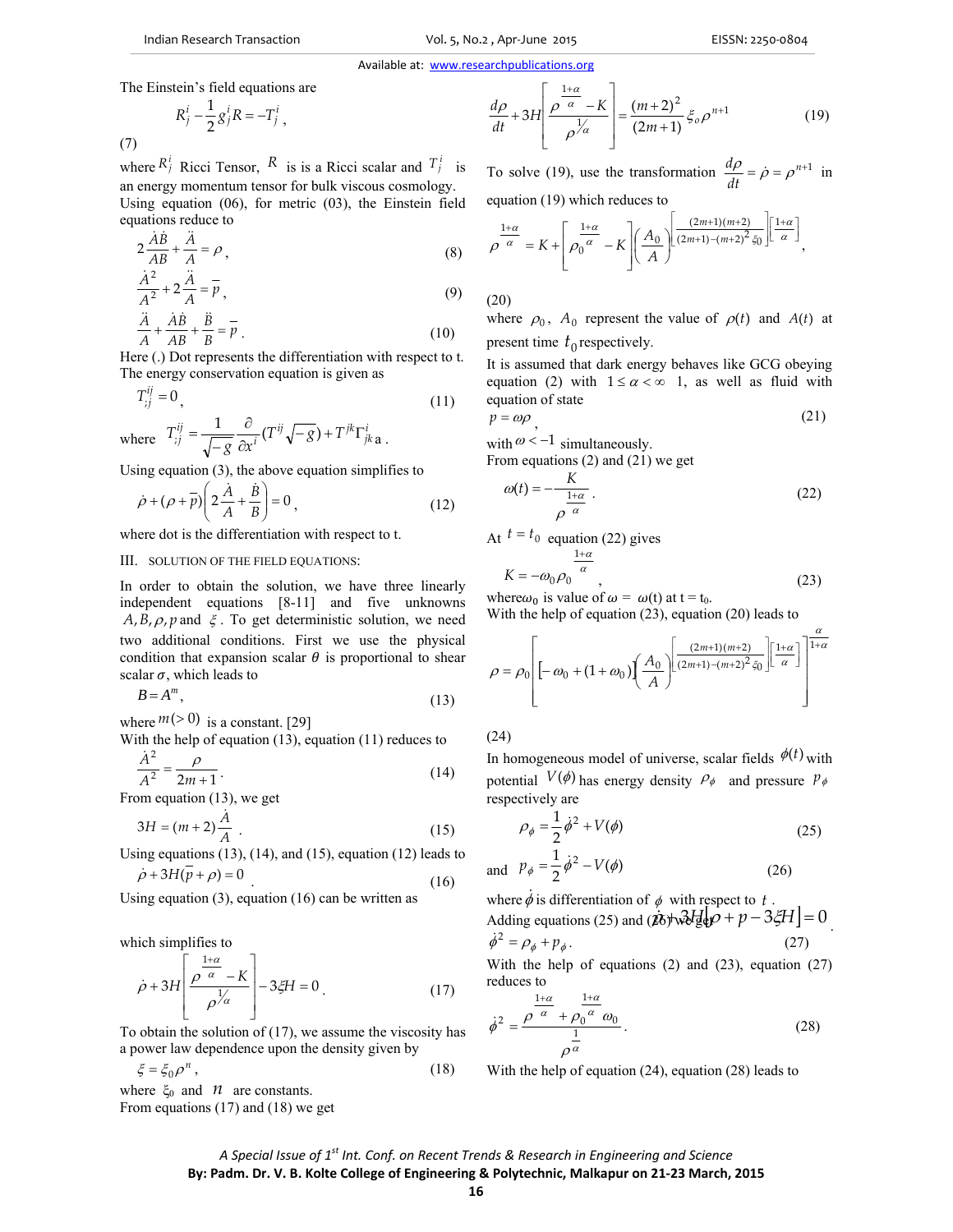The Einstein's field equations are

$$R_j^i - \frac{1}{2} g_j^i R = -T_j^i , \quad (7)$$

where $R_j^i$ Ricci Tensor, $R$ is is a Ricci scalar and $T_j^i$ is an energy momentum tensor for bulk viscous cosmology. Using equation (06), for metric (03), the Einstein field equations reduce to

$$2\frac{\dot{A}\dot{B}}{AB} + \frac{\ddot{A}}{A} = \rho , \quad (8)$$

$$\frac{\dot{A}^2}{A^2} + 2\frac{\ddot{A}}{A} = \bar{p} , \quad (9)$$

$$\frac{\ddot{A}}{A} + \frac{\dot{A}\dot{B}}{AB} + \frac{\ddot{B}}{B} = \bar{p} . \quad (10)$$

Here (.) Dot represents the differentiation with respect to t. The energy conservation equation is given as

$$T^{ij}_{;j} = 0 , \quad (11)$$

where $T^{ij}_{;j} = \frac{1}{\sqrt{-g}} \frac{\partial}{\partial x^i} (T^{ij} \sqrt{-g}) + T^{jk} \Gamma^i_{jk}$ a .

Using equation (3), the above equation simplifies to

$$\dot{\rho} + (\rho + \bar{p}) \left( 2\frac{\dot{A}}{A} + \frac{\dot{B}}{B} \right) = 0 , \quad (12)$$

where dot is the differentiation with respect to t.

## III. SOLUTION OF THE FIELD EQUATIONS:

In order to obtain the solution, we have three linearly independent equations [8-11] and five unknowns $A, B, \rho, p$ and $\xi$. To get deterministic solution, we need two additional conditions. First we use the physical condition that expansion scalar $\theta$ is proportional to shear scalar $\sigma$, which leads to

$$B = A^m , \quad (13)$$

where $m(>0)$ is a constant. [29]

With the help of equation (13), equation (11) reduces to

$$\frac{\dot{A}^2}{A^2} = \frac{\rho}{2m+1} . \quad (14)$$

From equation (13), we get

$$3H = (m+2)\frac{\dot{A}}{A} . \quad (15)$$

Using equations (13), (14), and (15), equation (12) leads to

$$\dot{\rho} + 3H(\bar{p} + \rho) = 0 \quad (16)$$

Using equation (3), equation (16) can be written as

$$\dot{\rho} + 3H\left[\rho + p - 3\xi H\right] = 0 .$$

which simplifies to

$$\dot{\rho} + 3H \left[ \frac{\rho^{\frac{1+\alpha}{\alpha}} - K}{\rho^{1/\alpha}} \right] - 3\xi H = 0 . \quad (17)$$

To obtain the solution of (17), we assume the viscosity has a power law dependence upon the density given by

$$\xi = \xi_0 \rho^n , \quad (18)$$

where $\xi_0$ and $n$ are constants.

From equations (17) and (18) we get

$$\frac{d\rho}{dt} + 3H \left[ \frac{\rho^{\frac{1+\alpha}{\alpha}} - K}{\rho^{1/\alpha}} \right] = \frac{(m+2)^2}{(2m+1)} \xi_o \rho^{n+1} \quad (19)$$

To solve (19), use the transformation $\frac{d\rho}{dt} = \dot{\rho} = \rho^{n+1}$ in equation (19) which reduces to

$$\rho^{\frac{1+\alpha}{\alpha}} = K + \left[ \rho_0^{\frac{1+\alpha}{\alpha}} - K \right] \left( \frac{A_0}{A} \right)^{\left[ \frac{(2m+1)(m+2)}{(2m+1)-(m+2)^2 \xi_0} \right] \left[ \frac{1+\alpha}{\alpha} \right]} , \quad (20)$$

where $\rho_0$, $A_0$ represent the value of $\rho(t)$ and $A(t)$ at present time $t_0$ respectively.

It is assumed that dark energy behaves like GCG obeying equation (2) with $1 \le \alpha < \infty$ 1, as well as fluid with equation of state

$$p = \omega \rho , \quad (21)$$

with $\omega < -1$ simultaneously.

From equations (2) and (21) we get

$$\omega(t) = -\frac{K}{\rho^{\frac{1+\alpha}{\alpha}}} . \quad (22)$$

At $t = t_0$ equation (22) gives

$$K = -\omega_0 \rho_0^{\frac{1+\alpha}{\alpha}} , \quad (23)$$

where $\omega_0$ is value of $\omega = \omega(t)$ at $t = t_0$.

With the help of equation (23), equation (20) leads to

$$\rho = \rho_0 \left[ \left[ -\omega_0 + (1+\omega_0) \right] \left( \frac{A_0}{A} \right)^{\left[ \frac{(2m+1)(m+2)}{(2m+1)-(m+2)^2 \xi_0} \right] \left[ \frac{1+\alpha}{\alpha} \right]} \right]^{\frac{\alpha}{1+\alpha}} \quad (24)$$

In homogeneous model of universe, scalar fields $\phi(t)$ with potential $V(\phi)$ has energy density $\rho_\phi$ and pressure $p_\phi$ respectively are

$$\rho_\phi = \frac{1}{2}\dot{\phi}^2 + V(\phi) \quad (25)$$

and

$$p_\phi = \frac{1}{2}\dot{\phi}^2 - V(\phi) \quad (26)$$

where $\dot{\phi}$ is differentiation of $\phi$ with respect to $t$.

Adding equations (25) and (26) we get

$$\dot{\phi}^2 = \rho_\phi + p_\phi . \quad (27)$$

With the help of equations (2) and (23), equation (27) reduces to

$$\dot{\phi}^2 = \frac{\rho^{\frac{1+\alpha}{\alpha}} + \rho_0^{\frac{1+\alpha}{\alpha}} \omega_0}{\rho^{\frac{1}{\alpha}}} . \quad (28)$$

With the help of equation (24), equation (28) leads to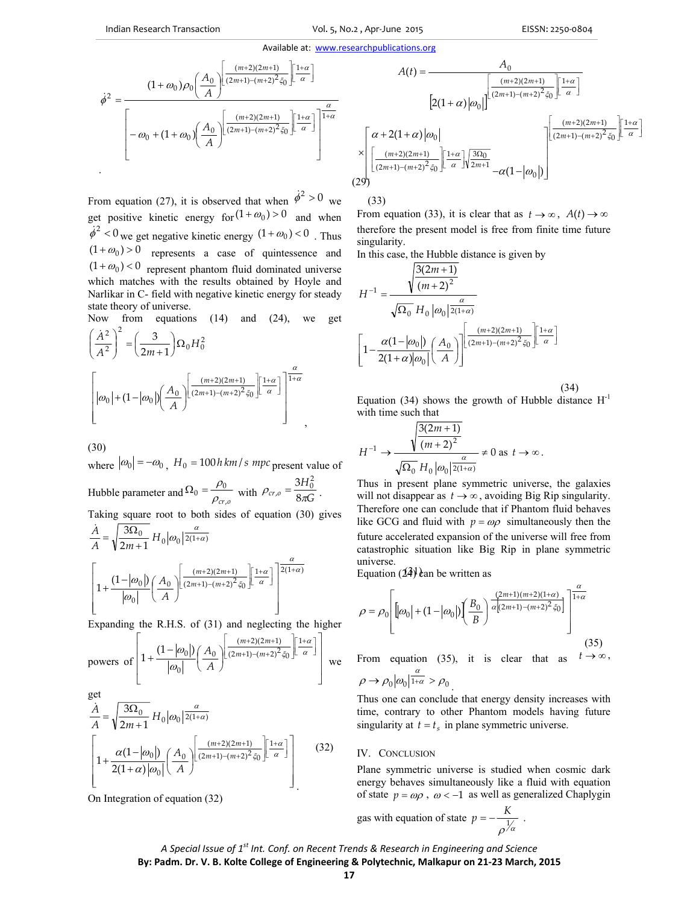$$\dot{\phi}^2 = \frac{(1+\omega_0)\rho_0\left(\frac{A_0}{A}\right)^{\left[\frac{(m+2)(2m+1)}{(2m+1)-(m+2)^2\xi_0}\right]\left[\frac{1+\alpha}{\alpha}\right]}}{\left[-\omega_0+(1+\omega_0)\left(\frac{A_0}{A}\right)^{\left[\frac{(m+2)(2m+1)}{(2m+1)-(m+2)^2\xi_0}\right]\left[\frac{1+\alpha}{\alpha}\right]}\right]^{\frac{\alpha}{1+\alpha}}}$$

.

From equation (27), it is observed that when $\dot{\phi}^2 > 0$ we get positive kinetic energy for $(1+\omega_0) > 0$ and when $\dot{\phi}^2 < 0$ we get negative kinetic energy $(1+\omega_0) < 0$. Thus $(1+\omega_0) > 0$ represents a case of quintessence and $(1+\omega_0) < 0$ represent phantom fluid dominated universe which matches with the results obtained by Hoyle and Narlikar in C- field with negative kinetic energy for steady state theory of universe.

Now from equations (14) and (24), we get

$$\left(\frac{\dot{A}^2}{A^2}\right)^2 = \left(\frac{3}{2m+1}\right)\Omega_0 H_0^2 \left[|\omega_0| + (1-|\omega_0|)\left(\frac{A_0}{A}\right)^{\left[\frac{(m+2)(2m+1)}{(2m+1)-(m+2)^2\xi_0}\right]\left[\frac{1+\alpha}{\alpha}\right]}\right]^{\frac{\alpha}{1+\alpha}}, \tag{30}$$

where $|\omega_0| = -\omega_0$, $H_0 = 100\, h\, km/s\ mpc$ present value of Hubble parameter and $\Omega_0 = \frac{\rho_0}{\rho_{cr,o}}$ with $\rho_{cr,o} = \frac{3H_0^2}{8\pi G}$.

Taking square root to both sides of equation (30) gives

$$\frac{\dot{A}}{A} = \sqrt{\frac{3\Omega_0}{2m+1}}\, H_0 |\omega_0|^{\frac{\alpha}{2(1+\alpha)}} \left[1 + \frac{(1-|\omega_0|)}{|\omega_0|}\left(\frac{A_0}{A}\right)^{\left[\frac{(m+2)(2m+1)}{(2m+1)-(m+2)^2\xi_0}\right]\left[\frac{1+\alpha}{\alpha}\right]}\right]^{\frac{\alpha}{2(1+\alpha)}}$$

Expanding the R.H.S. of (31) and neglecting the higher powers of $\left[1 + \frac{(1-|\omega_0|)}{|\omega_0|}\left(\frac{A_0}{A}\right)^{\left[\frac{(m+2)(2m+1)}{(2m+1)-(m+2)^2\xi_0}\right]\left[\frac{1+\alpha}{\alpha}\right]}\right]$ we get

$$\frac{\dot{A}}{A} = \sqrt{\frac{3\Omega_0}{2m+1}}\, H_0 |\omega_0|^{\frac{\alpha}{2(1+\alpha)}} \left[1 + \frac{\alpha(1-|\omega_0|)}{2(1+\alpha)|\omega_0|}\left(\frac{A_0}{A}\right)^{\left[\frac{(m+2)(2m+1)}{(2m+1)-(m+2)^2\xi_0}\right]\left[\frac{1+\alpha}{\alpha}\right]}\right] \tag{32}$$

.

On Integration of equation (32)

$$A(t) = \frac{A_0}{\left[2(1+\alpha)|\omega_0|\right]^{\left[\frac{(m+2)(2m+1)}{(2m+1)-(m+2)^2\xi_0}\right]\left[\frac{1+\alpha}{\alpha}\right]}} \times \left[\alpha + 2(1+\alpha)|\omega_0|^{\left[\frac{(m+2)(2m+1)}{(2m+1)-(m+2)^2\xi_0}\right]\left[\frac{1+\alpha}{\alpha}\right]\sqrt{\frac{3\Omega_0}{2m+1}}} - \alpha(1-|\omega_0|)\right]^{\left[\frac{(m+2)(2m+1)}{(2m+1)-(m+2)^2\xi_0}\right]\left[\frac{1+\alpha}{\alpha}\right]}$$

(29)

(33)

From equation (33), it is clear that as $t \to \infty$, $A(t) \to \infty$ therefore the present model is free from finite time future singularity.

In this case, the Hubble distance is given by

$$H^{-1} = \frac{\sqrt{\frac{3(2m+1)}{(m+2)^2}}}{\sqrt{\Omega_0}\, H_0 |\omega_0|^{\frac{\alpha}{2(1+\alpha)}}} \left[1 - \frac{\alpha(1-|\omega_0|)}{2(1+\alpha)|\omega_0|}\left(\frac{A_0}{A}\right)\right]^{\left[\frac{(m+2)(2m+1)}{(2m+1)-(m+2)^2\xi_0}\right]\left[\frac{1+\alpha}{\alpha}\right]} \tag{34}$$

Equation (34) shows the growth of Hubble distance $H^{-1}$ with time such that

$$H^{-1} \to \frac{\sqrt{\frac{3(2m+1)}{(m+2)^2}}}{\sqrt{\Omega_0}\, H_0 |\omega_0|^{\frac{\alpha}{2(1+\alpha)}}} \neq 0 \text{ as } t \to \infty.$$

Thus in present plane symmetric universe, the galaxies will not disappear as $t \to \infty$, avoiding Big Rip singularity. Therefore one can conclude that if Phantom fluid behaves like GCG and fluid with $p = \omega\rho$ simultaneously then the future accelerated expansion of the universe will free from catastrophic situation like Big Rip in plane symmetric universe.

Equation (24) can be written as

$$\rho = \rho_0\left[|\omega_0| + (1-|\omega_0|)\left(\frac{B_0}{B}\right)^{\frac{(2m+1)(m+2)(1+\alpha)}{\alpha\left[(2m+1)-(m+2)^2\xi_0\right]}}\right]^{\frac{\alpha}{1+\alpha}} \tag{35}$$

From equation (35), it is clear that as $t \to \infty$, $\rho \to \rho_0 |\omega_0|^{\frac{\alpha}{1+\alpha}} > \rho_0$.

Thus one can conclude that energy density increases with time, contrary to other Phantom models having future singularity at $t = t_s$ in plane symmetric universe.

## IV. Conclusion

Plane symmetric universe is studied when cosmic dark energy behaves simultaneously like a fluid with equation of state $p = \omega\rho$, $\omega < -1$ as well as generalized Chaplygin gas with equation of state $p = -\frac{K}{\rho^{1/\alpha}}$.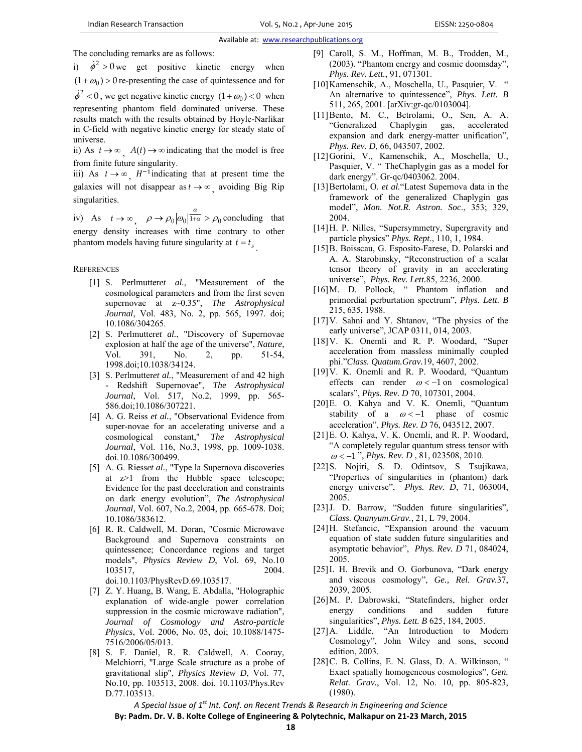The concluding remarks are as follows:

i) $\dot{\phi}^2 > 0$ we get positive kinetic energy when $(1+\omega_0) > 0$ re-presenting the case of quintessence and for $\dot{\phi}^2 < 0$, we get negative kinetic energy $(1+\omega_0) < 0$ when representing phantom field dominated universe. These results match with the results obtained by Hoyle-Narlikar in C-field with negative kinetic energy for steady state of universe.

ii) As $t \to \infty$, $A(t) \to \infty$ indicating that the model is free from finite future singularity.

iii) As $t \to \infty$, $H^{-1}$ indicating that at present time the galaxies will not disappear as $t \to \infty$, avoiding Big Rip singularities.

iv) As $t \to \infty$, $\rho \to \rho_0 |\omega_0|^{\frac{\alpha}{1+\alpha}} > \rho_0$ concluding that energy density increases with time contrary to other phantom models having future singularity at $t = t_s$.

## References

[1] S. Perlmutter*et al.*, "Measurement of the cosmological parameters and from the first seven supernovae at z~0.35", *The Astrophysical Journal*, Vol. 483, No. 2, pp. 565, 1997. doi; 10.1086/304265.

[2] S. Perlmutter*et al.*, "Discovery of Supernovae explosion at half the age of the universe", *Nature*, Vol. 391, No. 2, pp. 51-54, 1998.doi;10.1038/34124.

[3] S. Perlmutter*et al.*, "Measurement of and 42 high - Redshift Supernovae", *The Astrophysical Journal*, Vol. 517, No.2, 1999, pp. 565-586.doi;10.1086/307221.

[4] A. G. Reiss *et al.*, "Observational Evidence from super-novae for an accelerating universe and a cosmological constant," *The Astrophysical Journal*, Vol. 116, No.3, 1998, pp. 1009-1038. doi.10.1086/300499.

[5] A. G. Riess*et al.*, "Type la Supernova discoveries at z>1 from the Hubble space telescope; Evidence for the past deceleration and constraints on dark energy evolution", *The Astrophysical Journal*, Vol. 607, No.2, 2004, pp. 665-678. Doi; 10.1086/383612.

[6] R. R. Caldwell, M. Doran, "Cosmic Microwave Background and Supernova constraints on quintessence; Concordance regions and target models", *Physics Review D*, Vol. 69, No.10 103517, 2004. doi.10.1103/PhysRevD.69.103517.

[7] Z. Y. Huang, B. Wang, E. Abdalla, "Holographic explanation of wide-angle power correlation suppression in the cosmic microwave radiation", *Journal of Cosmology and Astro-particle Physics*, Vol. 2006, No. 05, doi; 10.1088/1475-7516/2006/05/013.

[8] S. F. Daniel, R. R. Caldwell, A. Cooray, Melchiorri, "Large Scale structure as a probe of gravitational slip", *Physics Review D*, Vol. 77, No.10, pp. 103513, 2008. doi. 10.1103/Phys.Rev D.77.103513.

[9] Caroll, S. M., Hoffman, M. B., Trodden, M., (2003). "Phantom energy and cosmic doomsday", *Phys. Rev. Lett.*, 91, 071301.

[10] Kamenschik, A., Moschella, U., Pasquier, V. " An alternative to quintessence", *Phys. Lett. B* 511, 265, 2001. [arXiv:gr-qc/0103004].

[11] Bento, M. C., Betrolami, O., Sen, A. A. "Generalized Chaplygin gas, accelerated expansion and dark energy-matter unification", *Phys. Rev. D*, 66, 043507, 2002.

[12] Gorini, V., Kamenschik, A., Moschella, U., Pasquier, V. " TheChaplygin gas as a model for dark energy". Gr-qc/0403062. 2004.

[13] Bertolami, O. *et al.*"Latest Supernova data in the framework of the generalized Chaplygin gas model", *Mon. Not.R. Astron. Soc*., 353; 329, 2004.

[14] H. P. Nilles, "Supersymmetry, Supergravity and particle physics" *Phys. Rept*., 110, 1, 1984.

[15] B. Boisscau, G. Esposito-Farese, D. Polarski and A. A. Starobinsky, "Reconstruction of a scalar tensor theory of gravity in an accelerating universe", *Phys. Rev. Lett.*85, 2236, 2000.

[16] M. D. Pollock, " Phantom inflation and primordial perburtation spectrum", *Phys. Lett. B* 215, 635, 1988.

[17] V. Sahni and Y. Shtanov, "The physics of the early universe", JCAP 0311, 014, 2003.

[18] V. K. Onemli and R. P. Woodard, "Super acceleration from massless minimally coupled phi."*Class. Quatum.Grav.*19, 4607, 2002.

[19] V. K. Onemli and R. P. Woodard, "Quantum effects can render $\omega < -1$ on cosmological scalars", *Phys. Rev. D* 70, 107301, 2004.

[20] E. O. Kahya and V. K. Onemli, "Quantum stability of a $\omega < -1$ phase of cosmic acceleration", *Phys. Rev. D* 76, 043512, 2007.

[21] E. O. Kahya, V. K. Onemli, and R. P. Woodard, "A completely regular quantum stress tensor with $\omega < -1$ ", *Phys. Rev. D* , 81, 023508, 2010.

[22] S. Nojiri, S. D. Odintsov, S Tsujikawa, "Properties of singularities in (phantom) dark energy universe", *Phys. Rev. D*, 71, 063004, 2005.

[23] J. D. Barrow, "Sudden future singularities", *Class. Quanyum.Grav.*, 21, L 79, 2004.

[24] H. Stefancic, "Expansion around the vacuum equation of state sudden future singularities and asymptotic behavior", *Phys. Rev. D* 71, 084024, 2005.

[25] I. H. Brevik and O. Gorbunova, "Dark energy and viscous cosmology", *Ge., Rel. Grav.*37, 2039, 2005.

[26] M. P. Dabrowski, "Statefinders, higher order energy conditions and sudden future singularities", *Phys. Lett. B* 625, 184, 2005.

[27] A. Liddle, "An Introduction to Modern Cosmology", John Wiley and sons, second edition, 2003.

[28] C. B. Collins, E. N. Glass, D. A. Wilkinson, " Exact spatially homogeneous cosmologies", *Gen. Relat. Grav.*, Vol. 12, No. 10, pp. 805-823, (1980).